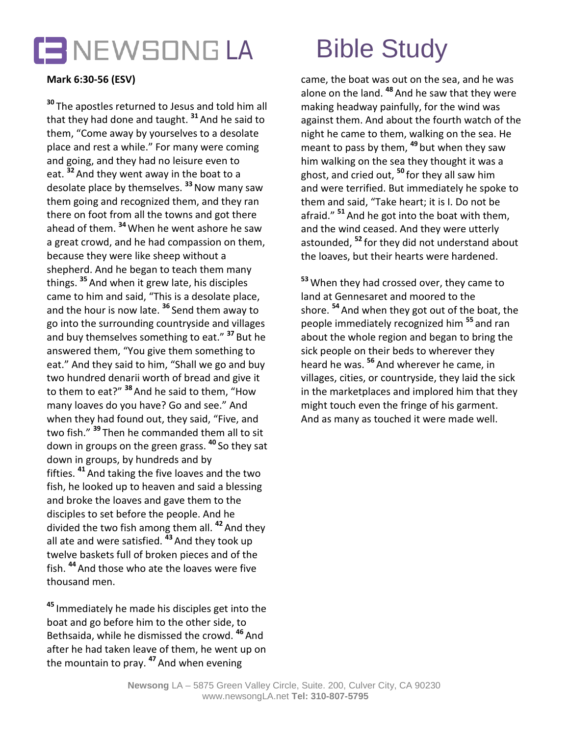# NEWSONG LA Bible Study

**Mark 6:30-56 (ESV)**

[30] The apostles returned to Jesus and told him all that they had done and taught. [31] And he said to them, "Come away by yourselves to a desolate place and rest a while." For many were coming and going, and they had no leisure even to eat. [32] And they went away in the boat to a desolate place by themselves. [33] Now many saw them going and recognized them, and they ran there on foot from all the towns and got there ahead of them. [34] When he went ashore he saw a great crowd, and he had compassion on them, because they were like sheep without a shepherd. And he began to teach them many things. [35] And when it grew late, his disciples came to him and said, "This is a desolate place, and the hour is now late. [36] Send them away to go into the surrounding countryside and villages and buy themselves something to eat." [37] But he answered them, "You give them something to eat." And they said to him, "Shall we go and buy two hundred denarii worth of bread and give it to them to eat?" [38] And he said to them, "How many loaves do you have? Go and see." And when they had found out, they said, "Five, and two fish." [39] Then he commanded them all to sit down in groups on the green grass. [40] So they sat down in groups, by hundreds and by fifties. [41] And taking the five loaves and the two fish, he looked up to heaven and said a blessing and broke the loaves and gave them to the disciples to set before the people. And he divided the two fish among them all. [42] And they all ate and were satisfied. [43] And they took up twelve baskets full of broken pieces and of the fish. [44] And those who ate the loaves were five thousand men.

[45] Immediately he made his disciples get into the boat and go before him to the other side, to Bethsaida, while he dismissed the crowd. [46] And after he had taken leave of them, he went up on the mountain to pray. [47] And when evening came, the boat was out on the sea, and he was alone on the land. [48] And he saw that they were making headway painfully, for the wind was against them. And about the fourth watch of the night he came to them, walking on the sea. He meant to pass by them, [49] but when they saw him walking on the sea they thought it was a ghost, and cried out, [50] for they all saw him and were terrified. But immediately he spoke to them and said, "Take heart; it is I. Do not be afraid." [51] And he got into the boat with them, and the wind ceased. And they were utterly astounded, [52] for they did not understand about the loaves, but their hearts were hardened.

[53] When they had crossed over, they came to land at Gennesaret and moored to the shore. [54] And when they got out of the boat, the people immediately recognized him [55] and ran about the whole region and began to bring the sick people on their beds to wherever they heard he was. [56] And wherever he came, in villages, cities, or countryside, they laid the sick in the marketplaces and implored him that they might touch even the fringe of his garment. And as many as touched it were made well.

**Newsong** LA – 5875 Green Valley Circle, Suite. 200, Culver City, CA 90230
www.newsongLA.net **Tel: 310-807-5795**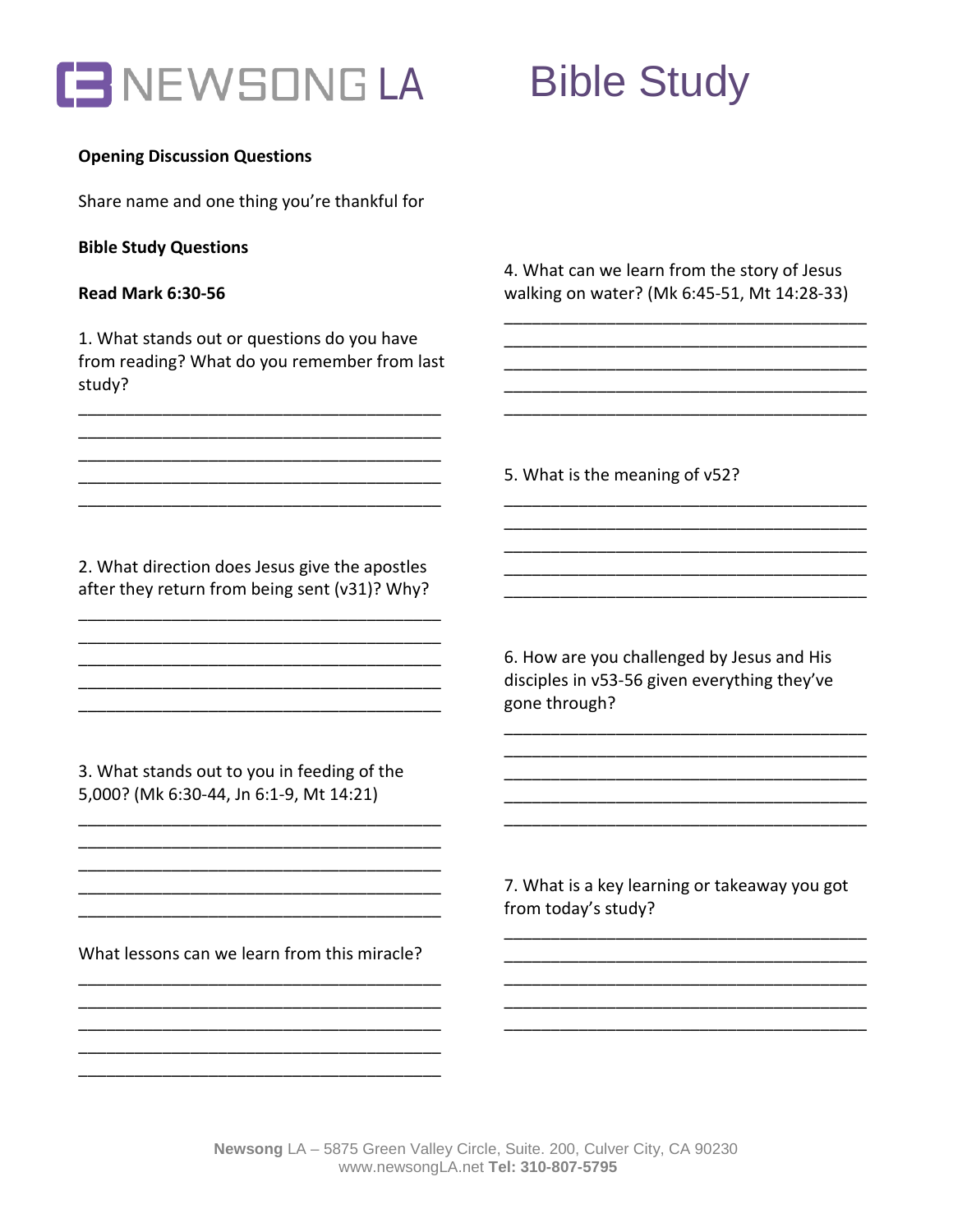# NEWSONG LA Bible Study

**Opening Discussion Questions**

Share name and one thing you're thankful for

**Bible Study Questions**

**Read Mark 6:30-56**

1. What stands out or questions do you have from reading? What do you remember from last study?

________________________________________
________________________________________
________________________________________
________________________________________
________________________________________

2. What direction does Jesus give the apostles after they return from being sent (v31)? Why?

________________________________________
________________________________________
________________________________________
________________________________________
________________________________________

3. What stands out to you in feeding of the 5,000? (Mk 6:30-44, Jn 6:1-9, Mt 14:21)

________________________________________
________________________________________
________________________________________
________________________________________
________________________________________

What lessons can we learn from this miracle?

________________________________________
________________________________________
________________________________________
________________________________________
________________________________________

4. What can we learn from the story of Jesus walking on water? (Mk 6:45-51, Mt 14:28-33)

________________________________________
________________________________________
________________________________________
________________________________________
________________________________________

5. What is the meaning of v52?

________________________________________
________________________________________
________________________________________
________________________________________
________________________________________

6. How are you challenged by Jesus and His disciples in v53-56 given everything they've gone through?

________________________________________
________________________________________
________________________________________
________________________________________
________________________________________

7. What is a key learning or takeaway you got from today's study?

________________________________________
________________________________________
________________________________________
________________________________________
________________________________________

**Newsong** LA – 5875 Green Valley Circle, Suite. 200, Culver City, CA 90230
www.newsongLA.net **Tel: 310-807-5795**